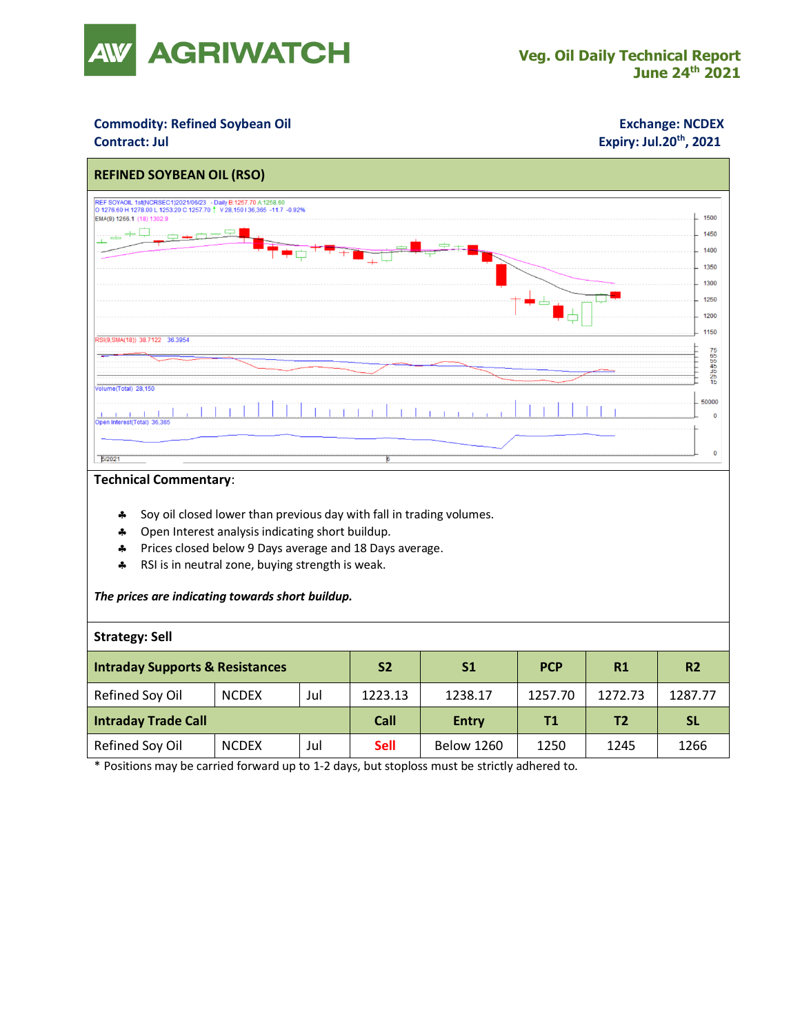# AGRIWATCH

**Veg. Oil Daily Technical Report**
**June 24th 2021**

**Commodity: Refined Soybean Oil**
**Contract: Jul**

**Exchange: NCDEX**
**Expiry: Jul.20th, 2021**

## REFINED SOYBEAN OIL (RSO)

### Technical Commentary:

- Soy oil closed lower than previous day with fall in trading volumes.
- Open Interest analysis indicating short buildup.
- Prices closed below 9 Days average and 18 Days average.
- RSI is in neutral zone, buying strength is weak.

***The prices are indicating towards short buildup.***

**Strategy: Sell**

| Intraday Supports & Resistances | | | S2 | S1 | PCP | R1 | R2 |
|---|---|---|---|---|---|---|---|
| Refined Soy Oil | NCDEX | Jul | 1223.13 | 1238.17 | 1257.70 | 1272.73 | 1287.77 |
| **Intraday Trade Call** | | | **Call** | **Entry** | **T1** | **T2** | **SL** |
| Refined Soy Oil | NCDEX | Jul | Sell | Below 1260 | 1250 | 1245 | 1266 |

\* Positions may be carried forward up to 1-2 days, but stoploss must be strictly adhered to.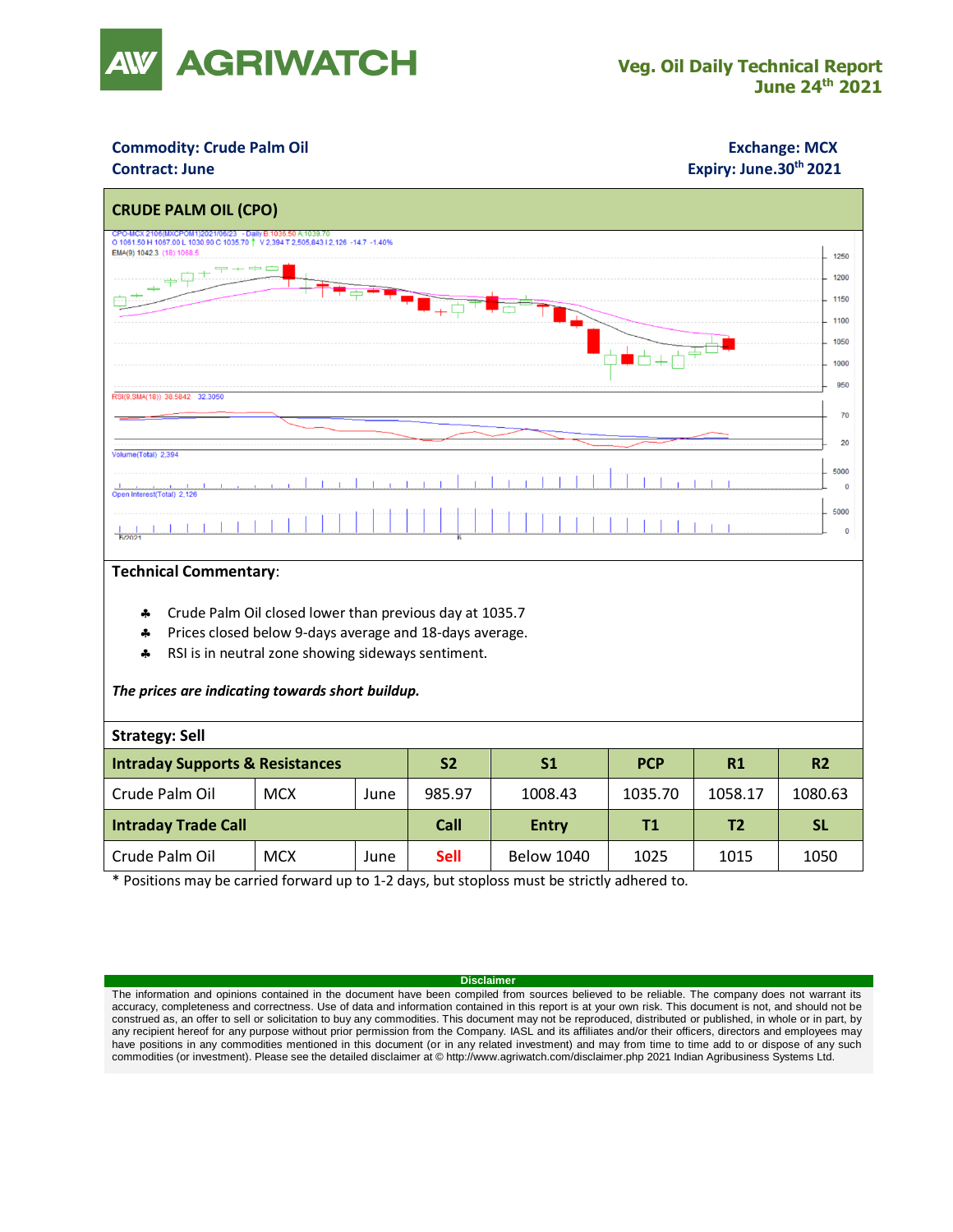**Veg. Oil Daily Technical Report**
**June 24th 2021**

**Commodity: Crude Palm Oil**
**Contract: June**

**Exchange: MCX**
**Expiry: June.30th 2021**

## CRUDE PALM OIL (CPO)

CPO-MCX 2106(MXCPOM1)2021/06/23 - Daily B:1036.50 A:1039.70
O 1061.50 H 1067.00 L 1030.90 C 1035.70 V 2,394 T 2,505,843 I 2,126 -14.7 -1.40%
EMA(9) 1042.3 (18) 1068.5
1250
1200
1150
1100
1050
1000
950
RSI(9,SMA(18)) 38.5842 32.3050
70
20
Volume(Total) 2,394
5000
0
Open Interest(Total) 2,126
5000
0
5/2021
6

**Technical Commentary**:

- Crude Palm Oil closed lower than previous day at 1035.7
- Prices closed below 9-days average and 18-days average.
- RSI is in neutral zone showing sideways sentiment.

***The prices are indicating towards short buildup.***

**Strategy: Sell**

| **Intraday Supports & Resistances** | | | **S2** | **S1** | **PCP** | **R1** | **R2** |
|---|---|---|---|---|---|---|---|
| Crude Palm Oil | MCX | June | 985.97 | 1008.43 | 1035.70 | 1058.17 | 1080.63 |
| **Intraday Trade Call** | | | **Call** | **Entry** | **T1** | **T2** | **SL** |
| Crude Palm Oil | MCX | June | Sell | Below 1040 | 1025 | 1015 | 1050 |

\* Positions may be carried forward up to 1-2 days, but stoploss must be strictly adhered to.

**Disclaimer**

The information and opinions contained in the document have been compiled from sources believed to be reliable. The company does not warrant its accuracy, completeness and correctness. Use of data and information contained in this report is at your own risk. This document is not, and should not be construed as, an offer to sell or solicitation to buy any commodities. This document may not be reproduced, distributed or published, in whole or in part, by any recipient hereof for any purpose without prior permission from the Company. IASL and its affiliates and/or their officers, directors and employees may have positions in any commodities mentioned in this document (or in any related investment) and may from time to time add to or dispose of any such commodities (or investment). Please see the detailed disclaimer at © http://www.agriwatch.com/disclaimer.php 2021 Indian Agribusiness Systems Ltd.